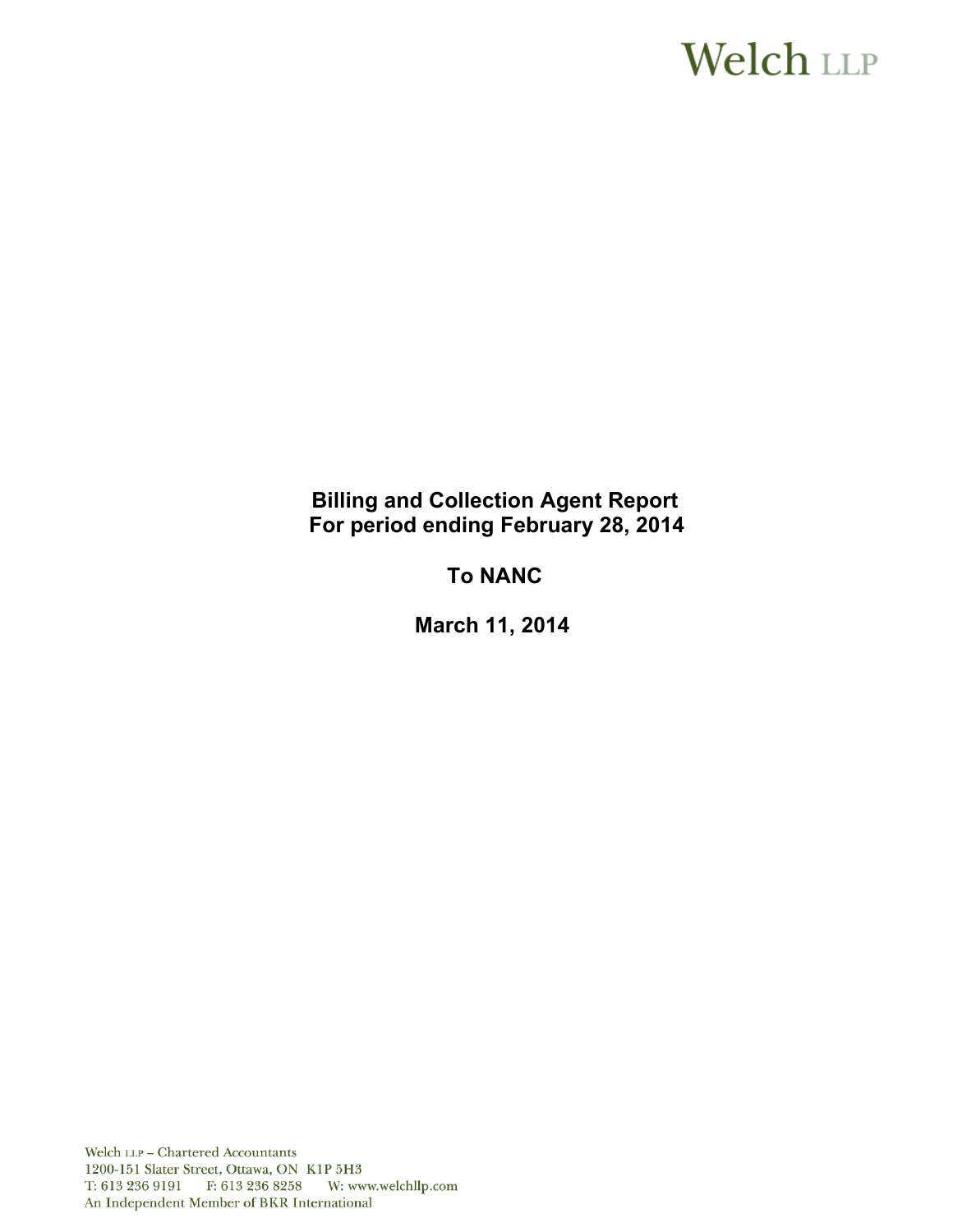Welch LLP

# Billing and Collection Agent Report
# For period ending February 28, 2014

# To NANC

# March 11, 2014

Welch LLP – Chartered Accountants
1200-151 Slater Street, Ottawa, ON K1P 5H3
T: 613 236 9191 F: 613 236 8258 W: www.welchllp.com
An Independent Member of BKR International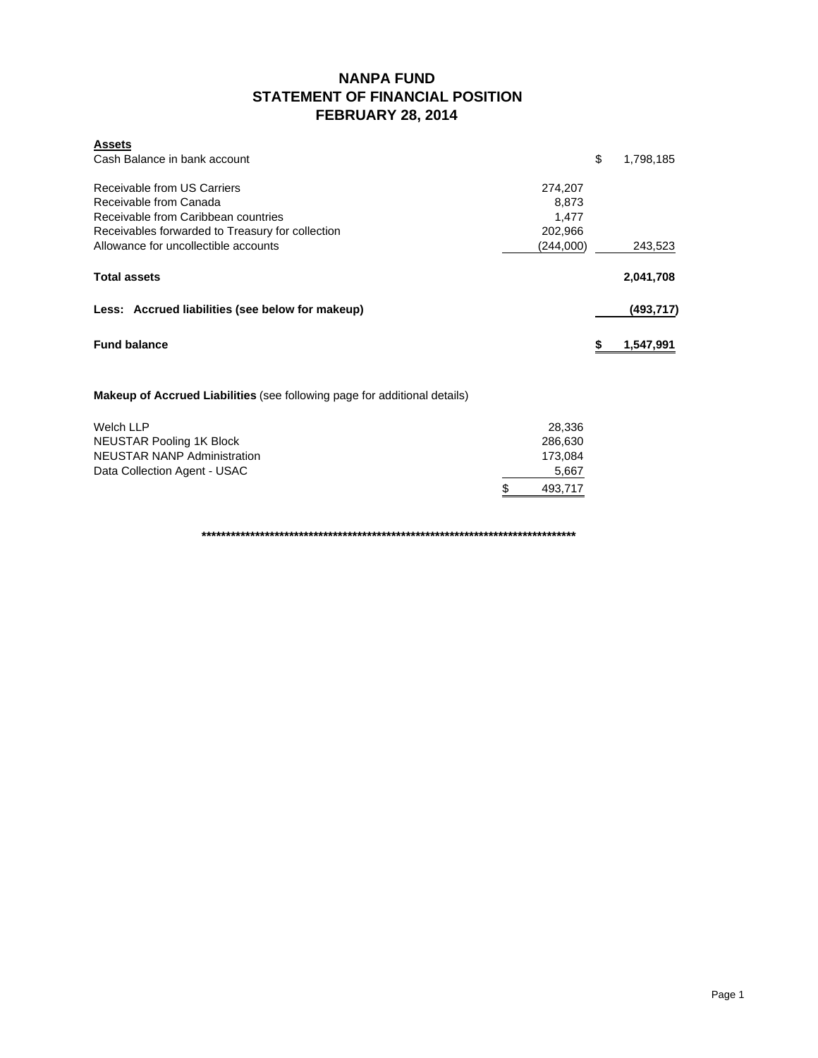# NANPA FUND
## STATEMENT OF FINANCIAL POSITION
## FEBRUARY 28, 2014

| **Assets** | | |
|---|---|---|
| Cash Balance in bank account | | $ 1,798,185 |
| | | |
| Receivable from US Carriers | 274,207 | |
| Receivable from Canada | 8,873 | |
| Receivable from Caribbean countries | 1,477 | |
| Receivables forwarded to Treasury for collection | 202,966 | |
| Allowance for uncollectible accounts | (244,000) | 243,523 |
| | | |
| **Total assets** | | **2,041,708** |
| | | |
| **Less: Accrued liabilities (see below for makeup)** | | **(493,717)** |
| | | |
| **Fund balance** | | **$ 1,547,991** |

**Makeup of Accrued Liabilities** (see following page for additional details)

| | |
|---|---|
| Welch LLP | 28,336 |
| NEUSTAR Pooling 1K Block | 286,630 |
| NEUSTAR NANP Administration | 173,084 |
| Data Collection Agent - USAC | 5,667 |
| | $ 493,717 |

**************************************************************************************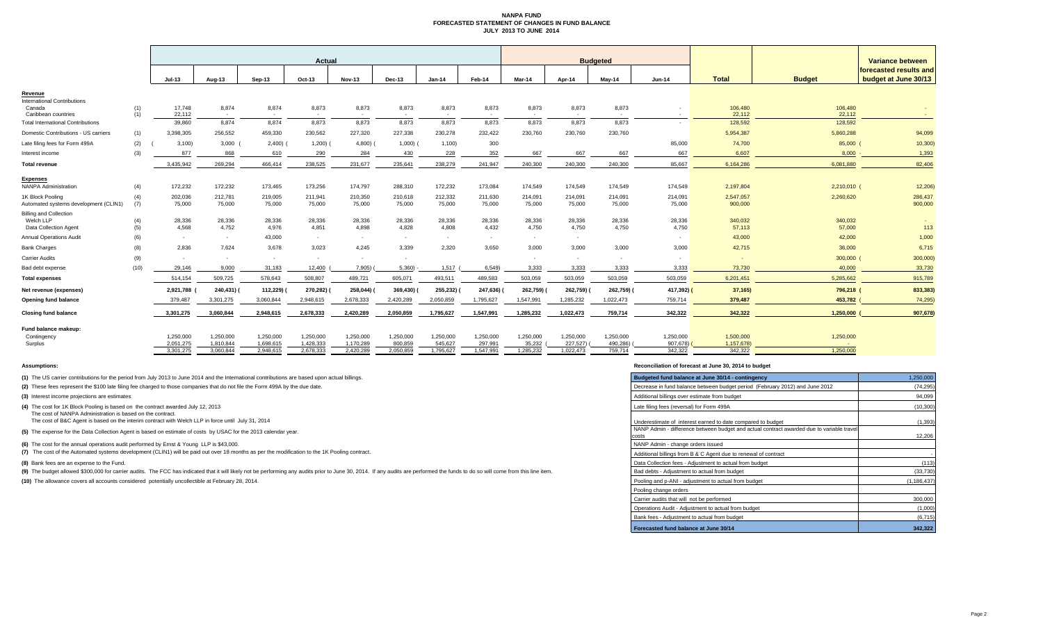# NANPA FUND
## FORECASTED STATEMENT OF CHANGES IN FUND BALANCE
### JULY 2013 TO JUNE 2014

| | | Actual | | | | | | | | Budgeted | | | | | | |
|---|---|---|---|---|---|---|---|---|---|---|---|---|---|---|---|---|
| | | Jul-13 | Aug-13 | Sep-13 | Oct-13 | Nov-13 | Dec-13 | Jan-14 | Feb-14 | Mar-14 | Apr-14 | May-14 | Jun-14 | Total | Budget | Variance between forecasted results and budget at June 30/13 |
| **Revenue** | | | | | | | | | | | | | | | | |
| International Contributions | | | | | | | | | | | | | | | | |
| Canada | (1) | 17,748 | 8,874 | 8,874 | 8,873 | 8,873 | 8,873 | 8,873 | 8,873 | 8,873 | 8,873 | 8,873 | - | 106,480 | 106,480 | - |
| Caribbean countries | (1) | 22,112 | - | - | - | - | - | - | - | - | - | - | - | 22,112 | 22,112 | - |
| Total International Contributions | | 39,860 | 8,874 | 8,874 | 8,873 | 8,873 | 8,873 | 8,873 | 8,873 | 8,873 | 8,873 | 8,873 | - | 128,592 | 128,592 | - |
| Domestic Contributions - US carriers | (1) | 3,398,305 | 256,552 | 459,330 | 230,562 | 227,320 | 227,338 | 230,278 | 232,422 | 230,760 | 230,760 | 230,760 | | 5,954,387 | 5,860,288 | 94,099 |
| Late filing fees for Form 499A | (2) | (3,100) | 3,000 | (2,400) | (1,200) | (4,800) | (1,000) | (1,100) | 300 | | | | 85,000 | 74,700 | 85,000 | (10,300) |
| Interest income | (3) | 877 | 868 | 610 | 290 | 284 | 430 | 228 | 352 | 667 | 667 | 667 | 667 | 6,607 | 8,000 | - 1,393 |
| **Total revenue** | | 3,435,942 | 269,294 | 466,414 | 238,525 | 231,677 | 235,641 | 238,279 | 241,947 | 240,300 | 240,300 | 240,300 | 85,667 | 6,164,286 | 6,081,880 | 82,406 |
| **Expenses** | | | | | | | | | | | | | | | | |
| NANPA Administration | (4) | 172,232 | 172,232 | 173,465 | 173,256 | 174,797 | 288,310 | 172,232 | 173,084 | 174,549 | 174,549 | 174,549 | 174,549 | 2,197,804 | 2,210,010 | (12,206) |
| 1K Block Pooling | (4) | 202,036 | 212,781 | 219,005 | 211,941 | 210,350 | 210,618 | 212,332 | 211,630 | 214,091 | 214,091 | 214,091 | 214,091 | 2,547,057 | 2,260,620 | 286,437 |
| Automated systems development (CLIN1) | (7) | 75,000 | 75,000 | 75,000 | 75,000 | 75,000 | 75,000 | 75,000 | 75,000 | 75,000 | 75,000 | 75,000 | 75,000 | 900,000 | | 900,000 |
| Billing and Collection | | | | | | | | | | | | | | | | |
| Welch LLP | (4) | 28,336 | 28,336 | 28,336 | 28,336 | 28,336 | 28,336 | 28,336 | 28,336 | 28,336 | 28,336 | 28,336 | 28,336 | 340,032 | 340,032 | - |
| Data Collection Agent | (5) | 4,568 | 4,752 | 4,976 | 4,851 | 4,898 | 4,828 | 4,808 | 4,432 | 4,750 | 4,750 | 4,750 | 4,750 | 57,113 | 57,000 | 113 |
| Annual Operations Audit | (6) | - | - | 43,000 | - | - | - | - | - | - | - | | - | 43,000 | 42,000 | 1,000 |
| Bank Charges | (8) | 2,836 | 7,624 | 3,678 | 3,023 | 4,245 | 3,339 | 2,320 | 3,650 | 3,000 | 3,000 | 3,000 | 3,000 | 42,715 | 36,000 | 6,715 |
| Carrier Audits | (9) | - | - | - | - | - | - | | | - | - | - | - | - | 300,000 | (300,000) |
| Bad debt expense | (10) | 29,146 | 9,000 | 31,183 | 12,400 | (7,905) | (5,360) | - 1,517 | (6,549) | 3,333 | 3,333 | 3,333 | 3,333 | 73,730 | 40,000 | 33,730 |
| **Total expenses** | | 514,154 | 509,725 | 578,643 | 508,807 | 489,721 | 605,071 | 493,511 | 489,583 | 503,059 | 503,059 | 503,059 | 503,059 | 6,201,451 | 5,285,662 | 915,789 |
| **Net revenue (expenses)** | | 2,921,788 | (240,431) | (112,229) | (270,282) | (258,044) | (369,430) | (255,232) | (247,636) | (262,759) | (262,759) | (262,759) | (417,392) | (37,165) | 796,218 | (833,383) |
| **Opening fund balance** | | 379,487 | 3,301,275 | 3,060,844 | 2,948,615 | 2,678,333 | 2,420,289 | 2,050,859 | 1,795,627 | 1,547,991 | 1,285,232 | 1,022,473 | 759,714 | 379,487 | 453,782 | (74,295) |
| **Closing fund balance** | | 3,301,275 | 3,060,844 | 2,948,615 | 2,678,333 | 2,420,289 | 2,050,859 | 1,795,627 | 1,547,991 | 1,285,232 | 1,022,473 | 759,714 | 342,322 | 342,322 | 1,250,000 | (907,678) |
| **Fund balance makeup:** | | | | | | | | | | | | | | | | |
| Contingency | | 1,250,000 | 1,250,000 | 1,250,000 | 1,250,000 | 1,250,000 | 1,250,000 | 1,250,000 | 1,250,000 | 1,250,000 | 1,250,000 | 1,250,000 | 1,250,000 | 1,500,000 | 1,250,000 | |
| Surplus | | 2,051,275 | 1,810,844 | 1,698,615 | 1,428,333 | 1,170,289 | 800,859 | 545,627 | 297,991 | 35,232 | (227,527) | (490,286) | (907,678) | (1,157,678) | - | |
| | | 3,301,275 | 3,060,844 | 2,948,615 | 2,678,333 | 2,420,289 | 2,050,859 | 1,795,627 | 1,547,991 | 1,285,232 | 1,022,473 | 759,714 | 342,322 | 342,322 | 1,250,000 | |

**Assumptions:**

**(1)** The US carrier contributions for the period from July 2013 to June 2014 and the International contributions are based upon actual billings.

**(2)** These fees represent the $100 late filing fee charged to those companies that do not file the Form 499A by the due date.

**(3)** Interest income projections are estimates

**(4)** The cost for 1K Block Pooling is based on the contract awarded July 12, 2013
The cost of NANPA Administration is based on the contract.
The cost of B&C Agent is based on the interim contract with Welch LLP in force until July 31, 2014

**(5)** The expense for the Data Collection Agent is based on estimate of costs by USAC for the 2013 calendar year.

**(6)** The cost for the annual operations audit performed by Ernst & Young LLP is $43,000.

**(7)** The cost of the Automated systems development (CLIN1) will be paid out over 18 months as per the modification to the 1K Pooling contract.

**(8)** Bank fees are an expense to the Fund.

**(9)** The budget allowed $300,000 for carrier audits. The FCC has indicated that it will likely not be performing any audits prior to June 30, 2014. If any audits are performed the funds to do so will come from this line item.

**(10)** The allowance covers all accounts considered potentially uncollectible at February 28, 2014.

**Reconciliation of forecast at June 30, 2014 to budget**

| | |
|---|---|
| **Budgeted fund balance at June 30/14 - contingency** | 1,250,000 |
| Decrease in fund balance between budget period (February 2012) and June 2012 | (74,295) |
| Additional billings over estimate from budget | 94,099 |
| Late filing fees (reversal) for Form 499A | (10,300) |
| Underestimate of interest earned to date compared to budget | (1,393) |
| NANP Admin - difference between budget and actual contract awarded due to variable travel costs | 12,206 |
| NANP Admin - change orders issued | |
| Additional billings from B & C Agent due to renewal of contract | - |
| Data Collection fees - Adjustment to actual from budget | (113) |
| Bad debts - Adjustment to actual from budget | (33,730) |
| Pooling and p-ANI - adjustment to actual from budget | (1,186,437) |
| Pooling change orders | |
| Carrier audits that will not be performed | 300,000 |
| Operations Audit - Adjustment to actual from budget | (1,000) |
| Bank fees - Adjustment to actual from budget | (6,715) |
| **Forecasted fund balance at June 30/14** | **342,322** |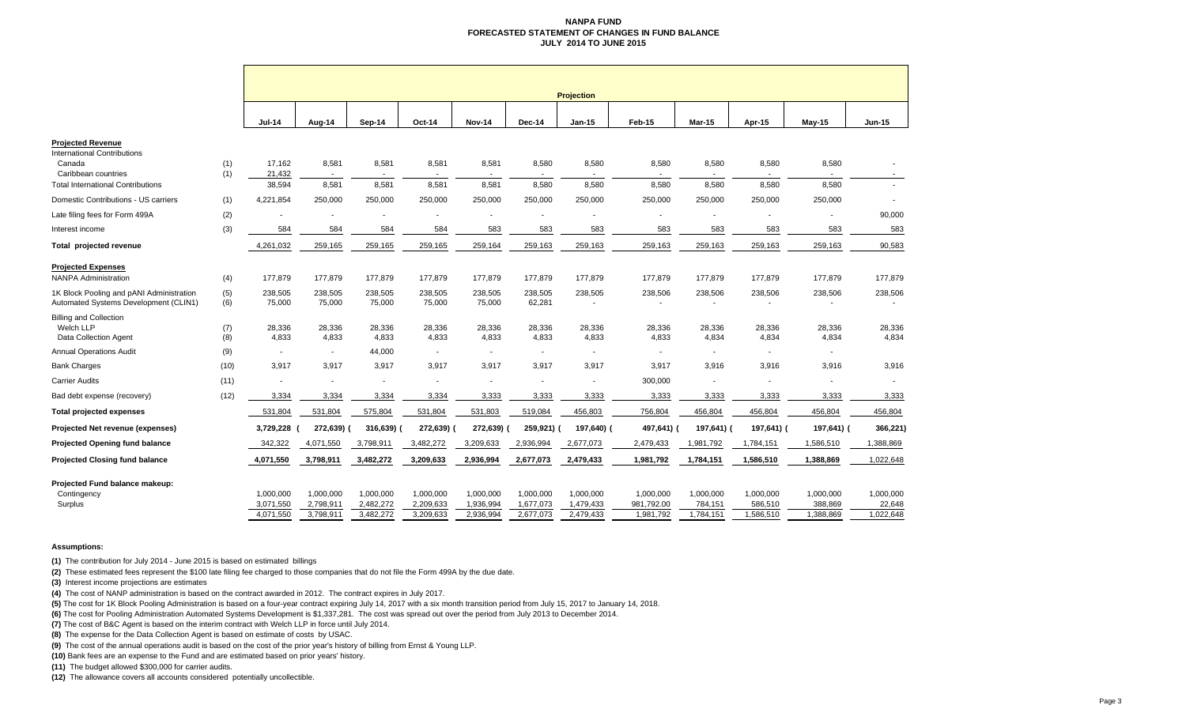# NANPA FUND
## FORECASTED STATEMENT OF CHANGES IN FUND BALANCE
## JULY 2014 TO JUNE 2015

| | | Projection | | | | | | | | | | | |
|---|---|---|---|---|---|---|---|---|---|---|---|---|---|
| | | Jul-14 | Aug-14 | Sep-14 | Oct-14 | Nov-14 | Dec-14 | Jan-15 | Feb-15 | Mar-15 | Apr-15 | May-15 | Jun-15 |
| **Projected Revenue** | | | | | | | | | | | | | |
| International Contributions | | | | | | | | | | | | | |
| Canada | (1) | 17,162 | 8,581 | 8,581 | 8,581 | 8,581 | 8,580 | 8,580 | 8,580 | 8,580 | 8,580 | 8,580 | - |
| Caribbean countries | (1) | 21,432 | - | - | - | - | - | - | - | - | - | - | - |
| Total International Contributions | | 38,594 | 8,581 | 8,581 | 8,581 | 8,581 | 8,580 | 8,580 | 8,580 | 8,580 | 8,580 | 8,580 | - |
| Domestic Contributions - US carriers | (1) | 4,221,854 | 250,000 | 250,000 | 250,000 | 250,000 | 250,000 | 250,000 | 250,000 | 250,000 | 250,000 | 250,000 | - |
| Late filing fees for Form 499A | (2) | - | - | - | - | - | - | - | - | - | - | - | 90,000 |
| Interest income | (3) | 584 | 584 | 584 | 584 | 583 | 583 | 583 | 583 | 583 | 583 | 583 | 583 |
| **Total projected revenue** | | 4,261,032 | 259,165 | 259,165 | 259,165 | 259,164 | 259,163 | 259,163 | 259,163 | 259,163 | 259,163 | 259,163 | 90,583 |
| **Projected Expenses** | | | | | | | | | | | | | |
| NANPA Administration | (4) | 177,879 | 177,879 | 177,879 | 177,879 | 177,879 | 177,879 | 177,879 | 177,879 | 177,879 | 177,879 | 177,879 | 177,879 |
| 1K Block Pooling and pANI Administration | (5) | 238,505 | 238,505 | 238,505 | 238,505 | 238,505 | 238,505 | 238,505 | 238,506 | 238,506 | 238,506 | 238,506 | 238,506 |
| Automated Systems Development (CLIN1) | (6) | 75,000 | 75,000 | 75,000 | 75,000 | 75,000 | 62,281 | - | - | - | - | - | - |
| Billing and Collection | | | | | | | | | | | | | |
| Welch LLP | (7) | 28,336 | 28,336 | 28,336 | 28,336 | 28,336 | 28,336 | 28,336 | 28,336 | 28,336 | 28,336 | 28,336 | 28,336 |
| Data Collection Agent | (8) | 4,833 | 4,833 | 4,833 | 4,833 | 4,833 | 4,833 | 4,833 | 4,833 | 4,834 | 4,834 | 4,834 | 4,834 |
| Annual Operations Audit | (9) | - | - | 44,000 | - | - | - | - | - | - | - | - | - |
| Bank Charges | (10) | 3,917 | 3,917 | 3,917 | 3,917 | 3,917 | 3,917 | 3,917 | 3,917 | 3,916 | 3,916 | 3,916 | 3,916 |
| Carrier Audits | (11) | - | - | - | - | - | - | - | 300,000 | - | - | - | - |
| Bad debt expense (recovery) | (12) | 3,334 | 3,334 | 3,334 | 3,334 | 3,333 | 3,333 | 3,333 | 3,333 | 3,333 | 3,333 | 3,333 | 3,333 |
| **Total projected expenses** | | 531,804 | 531,804 | 575,804 | 531,804 | 531,803 | 519,084 | 456,803 | 756,804 | 456,804 | 456,804 | 456,804 | 456,804 |
| **Projected Net revenue (expenses)** | | 3,729,228 | (272,639) | (316,639) | (272,639) | (272,639) | (259,921) | (197,640) | (497,641) | (197,641) | (197,641) | (197,641) | (366,221) |
| **Projected Opening fund balance** | | 342,322 | 4,071,550 | 3,798,911 | 3,482,272 | 3,209,633 | 2,936,994 | 2,677,073 | 2,479,433 | 1,981,792 | 1,784,151 | 1,586,510 | 1,388,869 |
| **Projected Closing fund balance** | | 4,071,550 | 3,798,911 | 3,482,272 | 3,209,633 | 2,936,994 | 2,677,073 | 2,479,433 | 1,981,792 | 1,784,151 | 1,586,510 | 1,388,869 | 1,022,648 |
| **Projected Fund balance makeup:** | | | | | | | | | | | | | |
| Contingency | | 1,000,000 | 1,000,000 | 1,000,000 | 1,000,000 | 1,000,000 | 1,000,000 | 1,000,000 | 1,000,000 | 1,000,000 | 1,000,000 | 1,000,000 | 1,000,000 |
| Surplus | | 3,071,550 | 2,798,911 | 2,482,272 | 2,209,633 | 1,936,994 | 1,677,073 | 1,479,433 | 981,792.00 | 784,151 | 586,510 | 388,869 | 22,648 |
| | | 4,071,550 | 3,798,911 | 3,482,272 | 3,209,633 | 2,936,994 | 2,677,073 | 2,479,433 | 1,981,792 | 1,784,151 | 1,586,510 | 1,388,869 | 1,022,648 |

**Assumptions:**

**(1)** The contribution for July 2014 - June 2015 is based on estimated billings

**(2)** These estimated fees represent the $100 late filing fee charged to those companies that do not file the Form 499A by the due date.

**(3)** Interest income projections are estimates

**(4)** The cost of NANP administration is based on the contract awarded in 2012. The contract expires in July 2017.

**(5)** The cost for 1K Block Pooling Administration is based on a four-year contract expiring July 14, 2017 with a six month transition period from July 15, 2017 to January 14, 2018.

**(6)** The cost for Pooling Administration Automated Systems Development is $1,337,281. The cost was spread out over the period from July 2013 to December 2014.

**(7)** The cost of B&C Agent is based on the interim contract with Welch LLP in force until July 2014.

**(8)** The expense for the Data Collection Agent is based on estimate of costs by USAC.

**(9)** The cost of the annual operations audit is based on the cost of the prior year's history of billing from Ernst & Young LLP.

**(10)** Bank fees are an expense to the Fund and are estimated based on prior years' history.

**(11)** The budget allowed $300,000 for carrier audits.

**(12)** The allowance covers all accounts considered potentially uncollectible.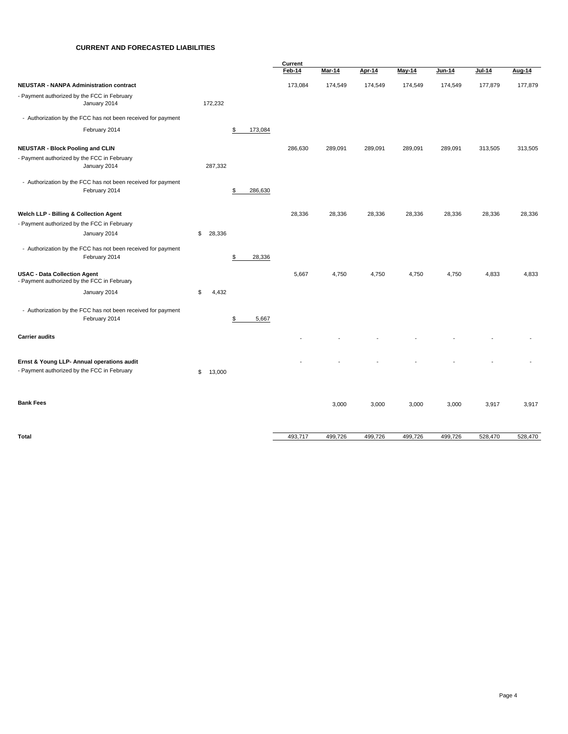## CURRENT AND FORECASTED LIABILITIES

| | | | Current Feb-14 | Mar-14 | Apr-14 | May-14 | Jun-14 | Jul-14 | Aug-14 |
|---|---|---|---|---|---|---|---|---|---|
| **NEUSTAR - NANPA Administration contract** | | | 173,084 | 174,549 | 174,549 | 174,549 | 174,549 | 177,879 | 177,879 |
| - Payment authorized by the FCC in February January 2014 | 172,232 | | | | | | | | |
| - Authorization by the FCC has not been received for payment February 2014 | | $ 173,084 | | | | | | | |
| **NEUSTAR - Block Pooling and CLIN** | | | 286,630 | 289,091 | 289,091 | 289,091 | 289,091 | 313,505 | 313,505 |
| - Payment authorized by the FCC in February January 2014 | 287,332 | | | | | | | | |
| - Authorization by the FCC has not been received for payment February 2014 | | $ 286,630 | | | | | | | |
| **Welch LLP - Billing & Collection Agent** | | | 28,336 | 28,336 | 28,336 | 28,336 | 28,336 | 28,336 | 28,336 |
| - Payment authorized by the FCC in February January 2014 | $ 28,336 | | | | | | | | |
| - Authorization by the FCC has not been received for payment February 2014 | | $ 28,336 | | | | | | | |
| **USAC - Data Collection Agent** | | | 5,667 | 4,750 | 4,750 | 4,750 | 4,750 | 4,833 | 4,833 |
| - Payment authorized by the FCC in February January 2014 | $ 4,432 | | | | | | | | |
| - Authorization by the FCC has not been received for payment February 2014 | | $ 5,667 | | | | | | | |
| **Carrier audits** | | | - | - | - | - | - | - | - |
| **Ernst & Young LLP- Annual operations audit** | | | - | - | - | - | - | - | - |
| - Payment authorized by the FCC in February | $ 13,000 | | | | | | | | |
| **Bank Fees** | | | | 3,000 | 3,000 | 3,000 | 3,000 | 3,917 | 3,917 |
| **Total** | | | 493,717 | 499,726 | 499,726 | 499,726 | 499,726 | 528,470 | 528,470 |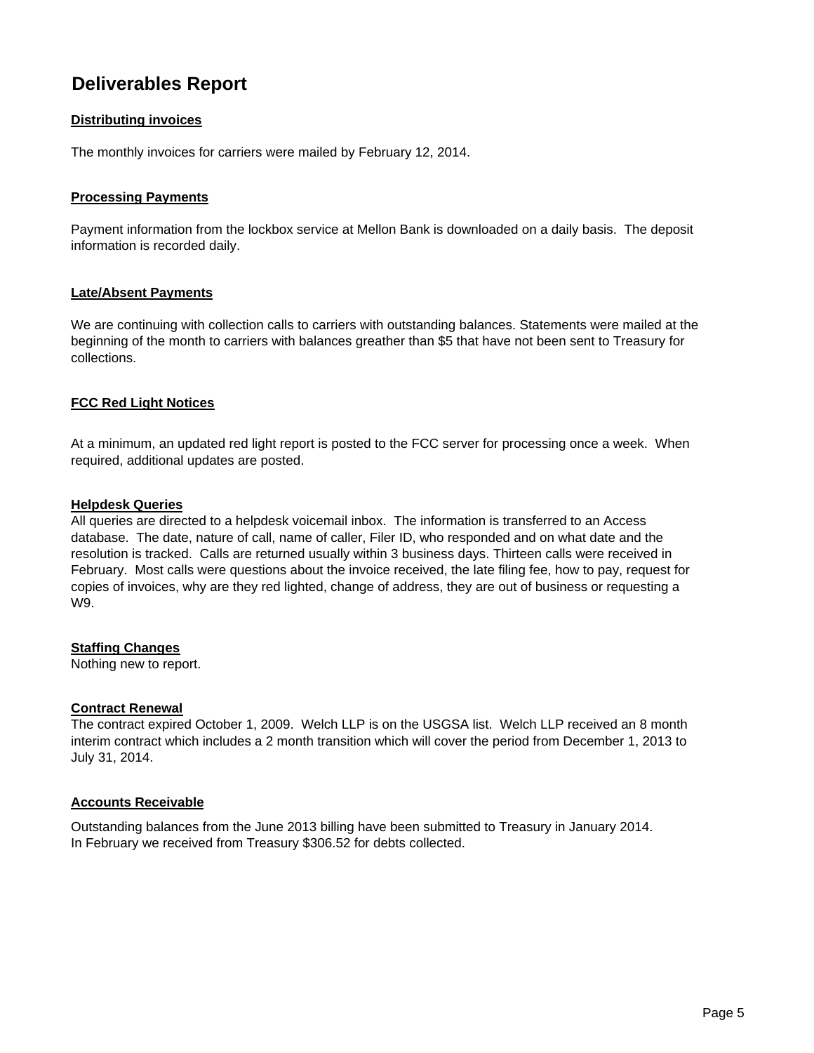# Deliverables Report

**Distributing invoices**

The monthly invoices for carriers were mailed by February 12, 2014.

**Processing Payments**

Payment information from the lockbox service at Mellon Bank is downloaded on a daily basis. The deposit information is recorded daily.

**Late/Absent Payments**

We are continuing with collection calls to carriers with outstanding balances. Statements were mailed at the beginning of the month to carriers with balances greather than $5 that have not been sent to Treasury for collections.

**FCC Red Light Notices**

At a minimum, an updated red light report is posted to the FCC server for processing once a week. When required, additional updates are posted.

**Helpdesk Queries**

All queries are directed to a helpdesk voicemail inbox. The information is transferred to an Access database. The date, nature of call, name of caller, Filer ID, who responded and on what date and the resolution is tracked. Calls are returned usually within 3 business days. Thirteen calls were received in February. Most calls were questions about the invoice received, the late filing fee, how to pay, request for copies of invoices, why are they red lighted, change of address, they are out of business or requesting a W9.

**Staffing Changes**

Nothing new to report.

**Contract Renewal**

The contract expired October 1, 2009. Welch LLP is on the USGSA list. Welch LLP received an 8 month interim contract which includes a 2 month transition which will cover the period from December 1, 2013 to July 31, 2014.

**Accounts Receivable**

Outstanding balances from the June 2013 billing have been submitted to Treasury in January 2014.
In February we received from Treasury $306.52 for debts collected.